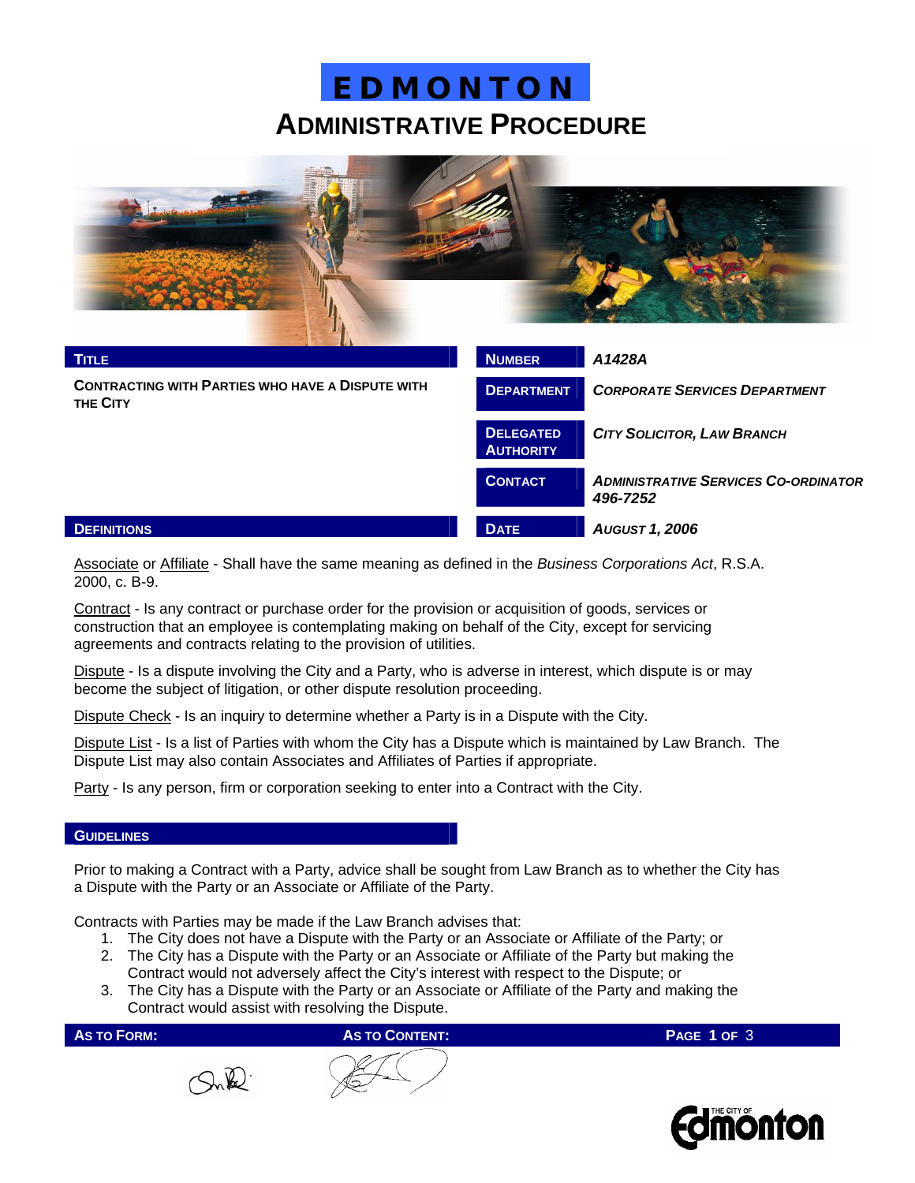# EDMONTON

## ADMINISTRATIVE PROCEDURE

| TITLE | NUMBER | A1428A |
|---|---|---|
| CONTRACTING WITH PARTIES WHO HAVE A DISPUTE WITH THE CITY | DEPARTMENT | CORPORATE SERVICES DEPARTMENT |
| | DELEGATED AUTHORITY | CITY SOLICITOR, LAW BRANCH |
| | CONTACT | ADMINISTRATIVE SERVICES CO-ORDINATOR 496-7252 |
| | DATE | AUGUST 1, 2006 |

## DEFINITIONS

Associate or Affiliate - Shall have the same meaning as defined in the *Business Corporations Act*, R.S.A. 2000, c. B-9.

Contract - Is any contract or purchase order for the provision or acquisition of goods, services or construction that an employee is contemplating making on behalf of the City, except for servicing agreements and contracts relating to the provision of utilities.

Dispute - Is a dispute involving the City and a Party, who is adverse in interest, which dispute is or may become the subject of litigation, or other dispute resolution proceeding.

Dispute Check - Is an inquiry to determine whether a Party is in a Dispute with the City.

Dispute List - Is a list of Parties with whom the City has a Dispute which is maintained by Law Branch. The Dispute List may also contain Associates and Affiliates of Parties if appropriate.

Party - Is any person, firm or corporation seeking to enter into a Contract with the City.

## GUIDELINES

Prior to making a Contract with a Party, advice shall be sought from Law Branch as to whether the City has a Dispute with the Party or an Associate or Affiliate of the Party.

Contracts with Parties may be made if the Law Branch advises that:

1. The City does not have a Dispute with the Party or an Associate or Affiliate of the Party; or
2. The City has a Dispute with the Party or an Associate or Affiliate of the Party but making the Contract would not adversely affect the City's interest with respect to the Dispute; or
3. The City has a Dispute with the Party or an Associate or Affiliate of the Party and making the Contract would assist with resolving the Dispute.

| AS TO FORM: | AS TO CONTENT: |
|---|---|
| [signature] | [signature] |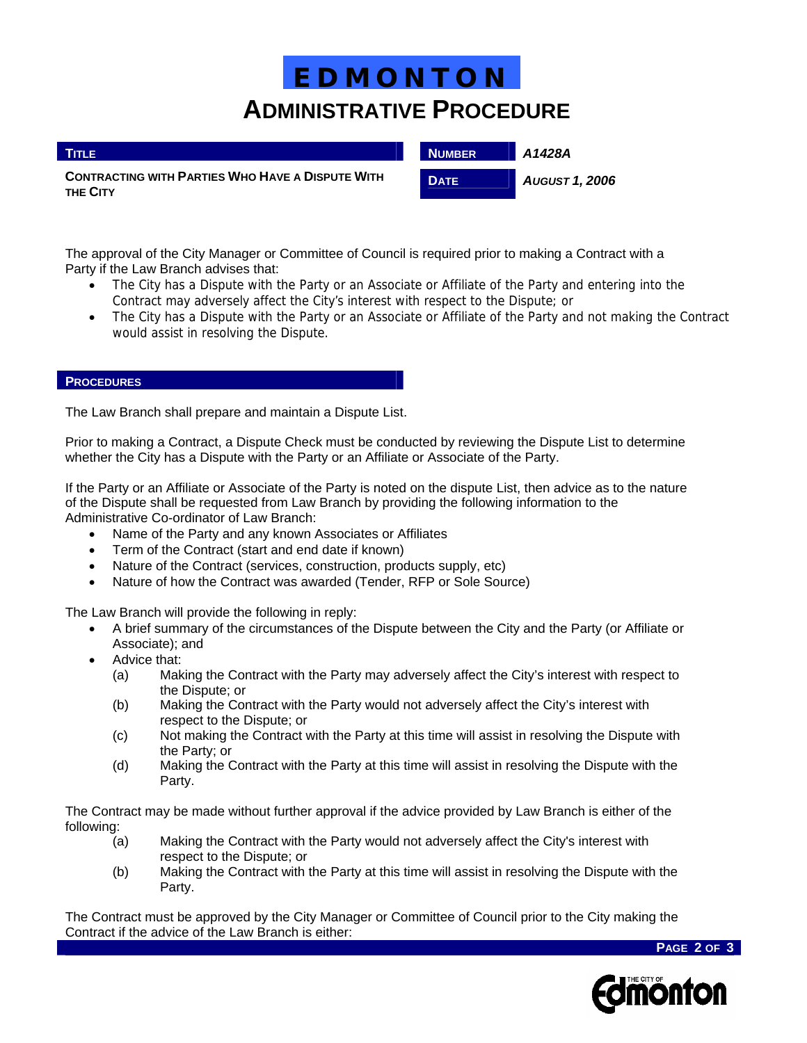# EDMONTON
## ADMINISTRATIVE PROCEDURE

| TITLE | NUMBER | A1428A |
|---|---|---|
| CONTRACTING WITH PARTIES WHO HAVE A DISPUTE WITH THE CITY | DATE | AUGUST 1, 2006 |

The approval of the City Manager or Committee of Council is required prior to making a Contract with a Party if the Law Branch advises that:

- The City has a Dispute with the Party or an Associate or Affiliate of the Party and entering into the Contract may adversely affect the City's interest with respect to the Dispute; or
- The City has a Dispute with the Party or an Associate or Affiliate of the Party and not making the Contract would assist in resolving the Dispute.

### PROCEDURES

The Law Branch shall prepare and maintain a Dispute List.

Prior to making a Contract, a Dispute Check must be conducted by reviewing the Dispute List to determine whether the City has a Dispute with the Party or an Affiliate or Associate of the Party.

If the Party or an Affiliate or Associate of the Party is noted on the dispute List, then advice as to the nature of the Dispute shall be requested from Law Branch by providing the following information to the Administrative Co-ordinator of Law Branch:

- Name of the Party and any known Associates or Affiliates
- Term of the Contract (start and end date if known)
- Nature of the Contract (services, construction, products supply, etc)
- Nature of how the Contract was awarded (Tender, RFP or Sole Source)

The Law Branch will provide the following in reply:

- A brief summary of the circumstances of the Dispute between the City and the Party (or Affiliate or Associate); and
- Advice that:
  - (a) Making the Contract with the Party may adversely affect the City's interest with respect to the Dispute; or
  - (b) Making the Contract with the Party would not adversely affect the City's interest with respect to the Dispute; or
  - (c) Not making the Contract with the Party at this time will assist in resolving the Dispute with the Party; or
  - (d) Making the Contract with the Party at this time will assist in resolving the Dispute with the Party.

The Contract may be made without further approval if the advice provided by Law Branch is either of the following:

- (a) Making the Contract with the Party would not adversely affect the City's interest with respect to the Dispute; or
- (b) Making the Contract with the Party at this time will assist in resolving the Dispute with the Party.

The Contract must be approved by the City Manager or Committee of Council prior to the City making the Contract if the advice of the Law Branch is either: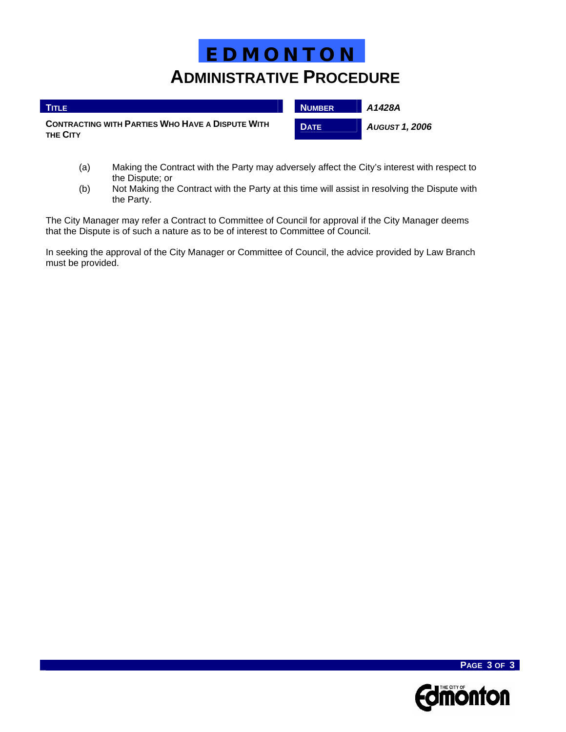(a) Making the Contract with the Party may adversely affect the City's interest with respect to the Dispute; or

(b) Not Making the Contract with the Party at this time will assist in resolving the Dispute with the Party.

The City Manager may refer a Contract to Committee of Council for approval if the City Manager deems that the Dispute is of such a nature as to be of interest to Committee of Council.

In seeking the approval of the City Manager or Committee of Council, the advice provided by Law Branch must be provided.